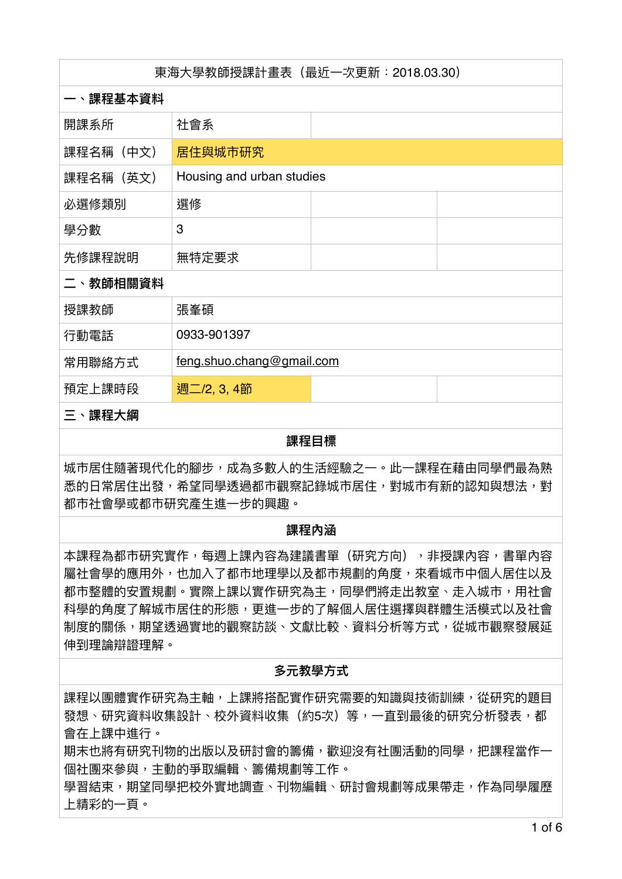東海大學教師授課計畫表（最近一次更新：2018.03.30）

## 一、課程基本資料

| 開課系所 | 社會系 | | |
|---|---|---|---|
| 課程名稱（中文） | 居住與城市研究 | | |
| 課程名稱（英文） | Housing and urban studies | | |
| 必選修類別 | 選修 | | |
| 學分數 | 3 | | |
| 先修課程說明 | 無特定要求 | | |

## 二、教師相關資料

| 授課教師 | 張峯碩 | | |
|---|---|---|---|
| 行動電話 | 0933-901397 | | |
| 常用聯絡方式 | feng.shuo.chang@gmail.com | | |
| 預定上課時段 | 週二/2, 3, 4節 | | |

## 三、課程大綱

### 課程目標

城市居住隨著現代化的腳步，成為多數人的生活經驗之一。此一課程在藉由同學們最為熟悉的日常居住出發，希望同學透過都市觀察記錄城市居住，對城市有新的認知與想法，對都市社會學或都市研究產生進一步的興趣。

### 課程內涵

本課程為都市研究實作，每週上課內容為建議書單（研究方向），非授課內容，書單內容屬社會學的應用外，也加入了都市地理學以及都市規劃的角度，來看城市中個人居住以及都市整體的安置規劃。實際上課以實作研究為主，同學們將走出教室、走入城市，用社會科學的角度了解城市居住的形態，更進一步的了解個人居住選擇與群體生活模式以及社會制度的關係，期望透過實地的觀察訪談、文獻比較、資料分析等方式，從城市觀察發展延伸到理論辯證理解。

### 多元教學方式

課程以團體實作研究為主軸，上課將搭配實作研究需要的知識與技術訓練，從研究的題目發想、研究資料收集設計、校外資料收集（約5次）等，一直到最後的研究分析發表，都會在上課中進行。

期末也將有研究刊物的出版以及研討會的籌備，歡迎沒有社團活動的同學，把課程當作一個社團來參與，主動的爭取編輯、籌備規劃等工作。

學習結束，期望同學把校外實地調查、刊物編輯、研討會規劃等成果帶走，作為同學履歷上精彩的一頁。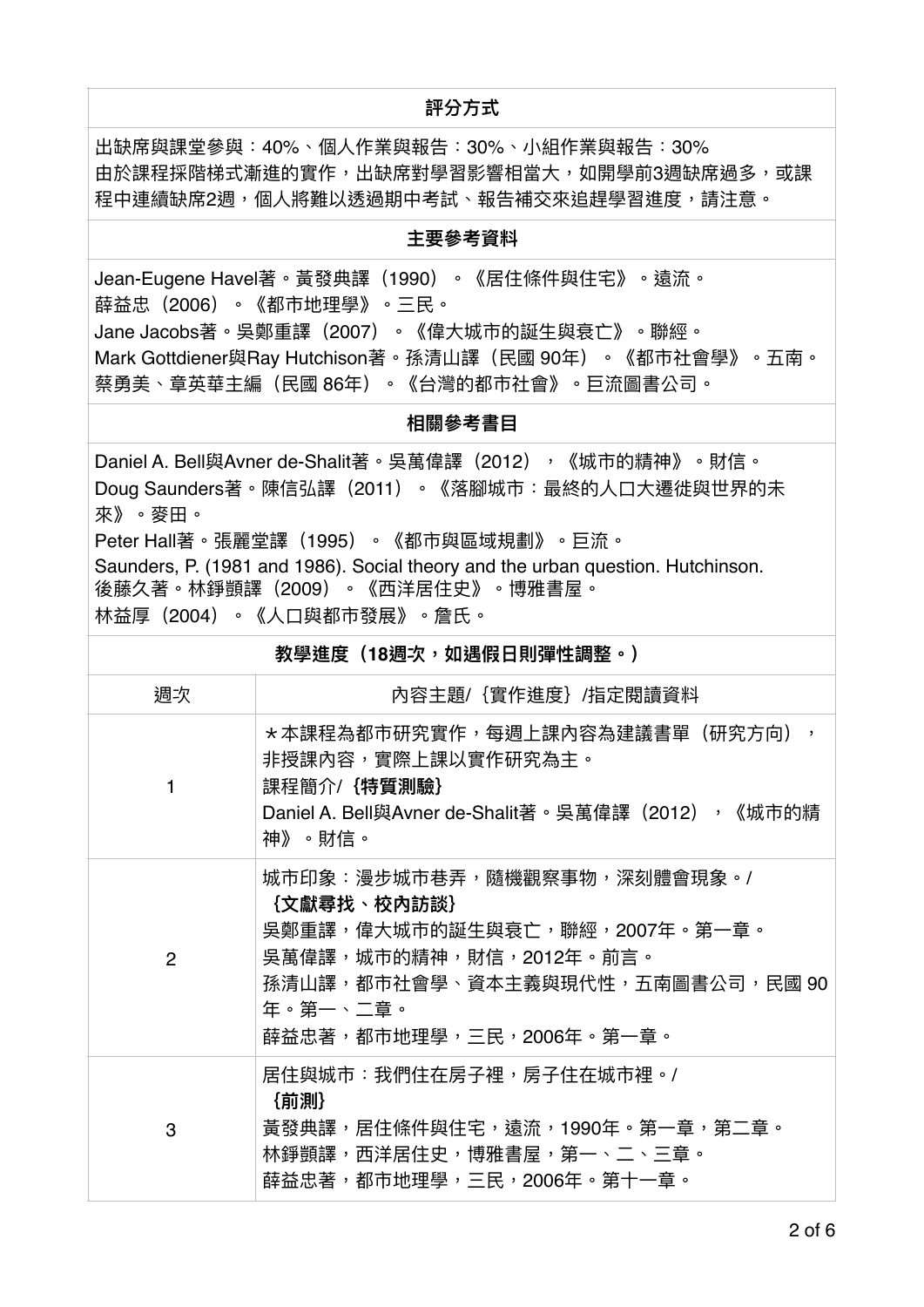## 評分方式

出缺席與課堂參與：40%、個人作業與報告：30%、小組作業與報告：30%
由於課程採階梯式漸進的實作，出缺席對學習影響相當大，如開學前3週缺席過多，或課程中連續缺席2週，個人將難以透過期中考試、報告補交來追趕學習進度，請注意。

## 主要參考資料

Jean-Eugene Havel著。黃發典譯（1990）。《居住條件與住宅》。遠流。
薛益忠（2006）。《都市地理學》。三民。
Jane Jacobs著。吳鄭重譯（2007）。《偉大城市的誕生與衰亡》。聯經。
Mark Gottdiener與Ray Hutchison著。孫清山譯（民國 90年）。《都市社會學》。五南。
蔡勇美、章英華主編（民國 86年）。《台灣的都市社會》。巨流圖書公司。

## 相關參考書目

Daniel A. Bell與Avner de-Shalit著。吳萬偉譯（2012），《城市的精神》。財信。
Doug Saunders著。陳信弘譯（2011）。《落腳城市：最終的人口大遷徙與世界的未來》。麥田。
Peter Hall著。張麗堂譯（1995）。《都市與區域規劃》。巨流。
Saunders, P. (1981 and 1986). Social theory and the urban question. Hutchinson.
後藤久著。林錚顗譯（2009）。《西洋居住史》。博雅書屋。
林益厚（2004）。《人口與都市發展》。詹氏。

## 教學進度（18週次，如遇假日則彈性調整。）

| 週次 | 內容主題/｛實作進度｝/指定閱讀資料 |
|---|---|
| 1 | *本課程為都市研究實作，每週上課內容為建議書單（研究方向），非授課內容，實際上課以實作研究為主。<br>課程簡介/ **｛特質測驗｝**<br>Daniel A. Bell與Avner de-Shalit著。吳萬偉譯（2012），《城市的精神》。財信。 |
| 2 | 城市印象：漫步城市巷弄，隨機觀察事物，深刻體會現象。/<br>**｛文獻尋找、校內訪談｝**<br>吳鄭重譯，偉大城市的誕生與衰亡，聯經，2007年。第一章。<br>吳萬偉譯，城市的精神，財信，2012年。前言。<br>孫清山譯，都市社會學、資本主義與現代性，五南圖書公司，民國 90年。第一、二章。<br>薛益忠著，都市地理學，三民，2006年。第一章。 |
| 3 | 居住與城市：我們住在房子裡，房子住在城市裡。/<br>**｛前測｝**<br>黃發典譯，居住條件與住宅，遠流，1990年。第一章，第二章。<br>林錚顗譯，西洋居住史，博雅書屋，第一、二、三章。<br>薛益忠著，都市地理學，三民，2006年。第十一章。 |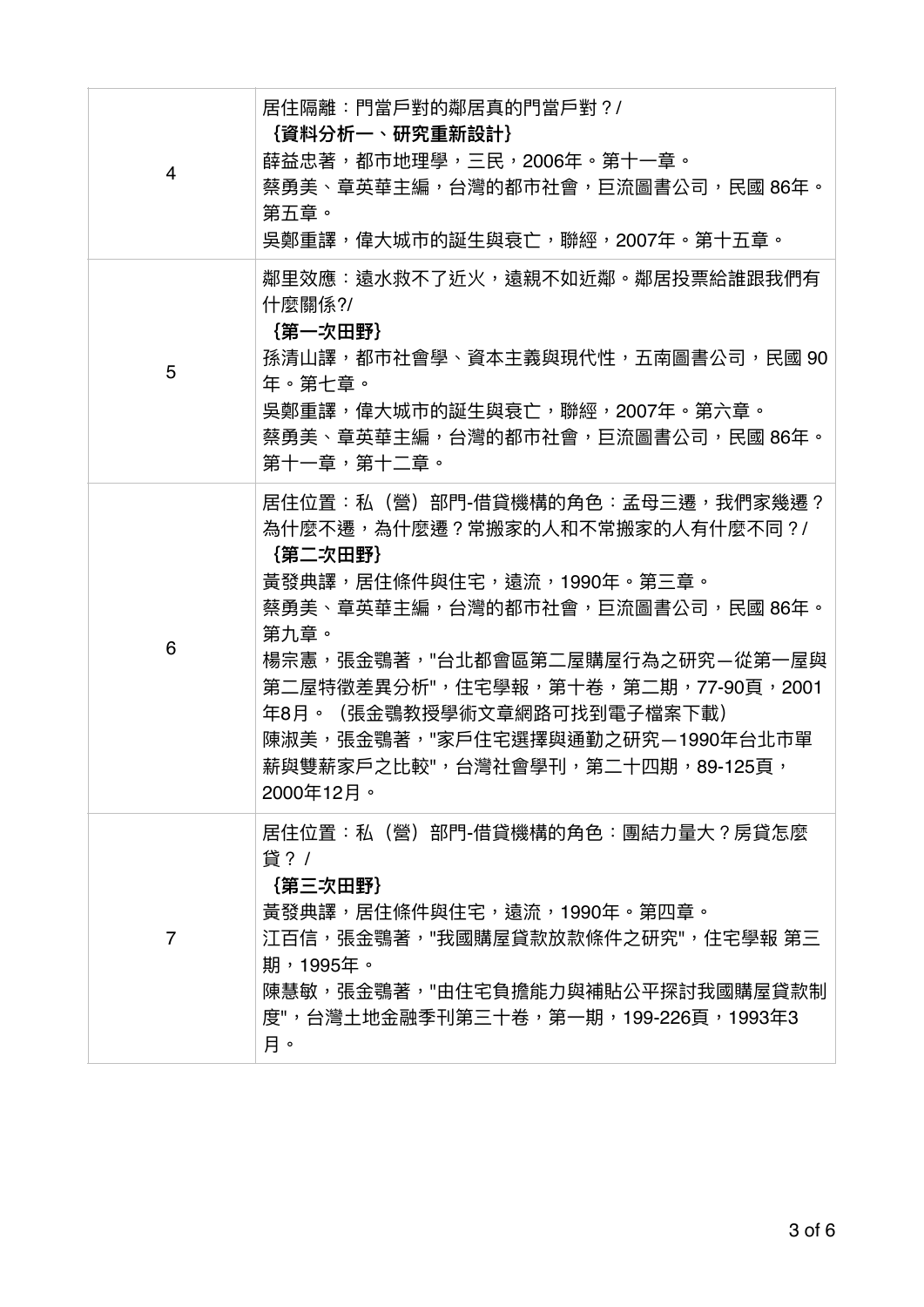| | |
|---|---|
| 4 | 居住隔離：門當戶對的鄰居真的門當戶對？/<br>**{資料分析一、研究重新設計}**<br>薛益忠著，都市地理學，三民，2006年。第十一章。<br>蔡勇美、章英華主編，台灣的都市社會，巨流圖書公司，民國 86年。第五章。<br>吳鄭重譯，偉大城市的誕生與衰亡，聯經，2007年。第十五章。 |
| 5 | 鄰里效應：遠水救不了近火，遠親不如近鄰。鄰居投票給誰跟我們有什麼關係?/<br>**{第一次田野}**<br>孫清山譯，都市社會學、資本主義與現代性，五南圖書公司，民國 90年。第七章。<br>吳鄭重譯，偉大城市的誕生與衰亡，聯經，2007年。第六章。<br>蔡勇美、章英華主編，台灣的都市社會，巨流圖書公司，民國 86年。第十一章，第十二章。 |
| 6 | 居住位置：私（營）部門-借貸機構的角色：孟母三遷，我們家幾遷？為什麼不遷，為什麼遷？常搬家的人和不常搬家的人有什麼不同？/<br>**{第二次田野}**<br>黃發典譯，居住條件與住宅，遠流，1990年。第三章。<br>蔡勇美、章英華主編，台灣的都市社會，巨流圖書公司，民國 86年。第九章。<br>楊宗憲，張金鶚著，"台北都會區第二屋購屋行為之研究－從第一屋與第二屋特徵差異分析"，住宅學報，第十卷，第二期，77-90頁，2001年8月。（張金鶚教授學術文章網路可找到電子檔案下載）<br>陳淑美，張金鶚著，"家戶住宅選擇與通勤之研究－1990年台北市單薪與雙薪家戶之比較"，台灣社會學刊，第二十四期，89-125頁，2000年12月。 |
| 7 | 居住位置：私（營）部門-借貸機構的角色：團結力量大？房貸怎麼貸？ /<br>**{第三次田野}**<br>黃發典譯，居住條件與住宅，遠流，1990年。第四章。<br>江百信，張金鶚著，"我國購屋貸款放款條件之研究"，住宅學報 第三期，1995年。<br>陳慧敏，張金鶚著，"由住宅負擔能力與補貼公平探討我國購屋貸款制度"，台灣土地金融季刊第三十卷，第一期，199-226頁，1993年3月。 |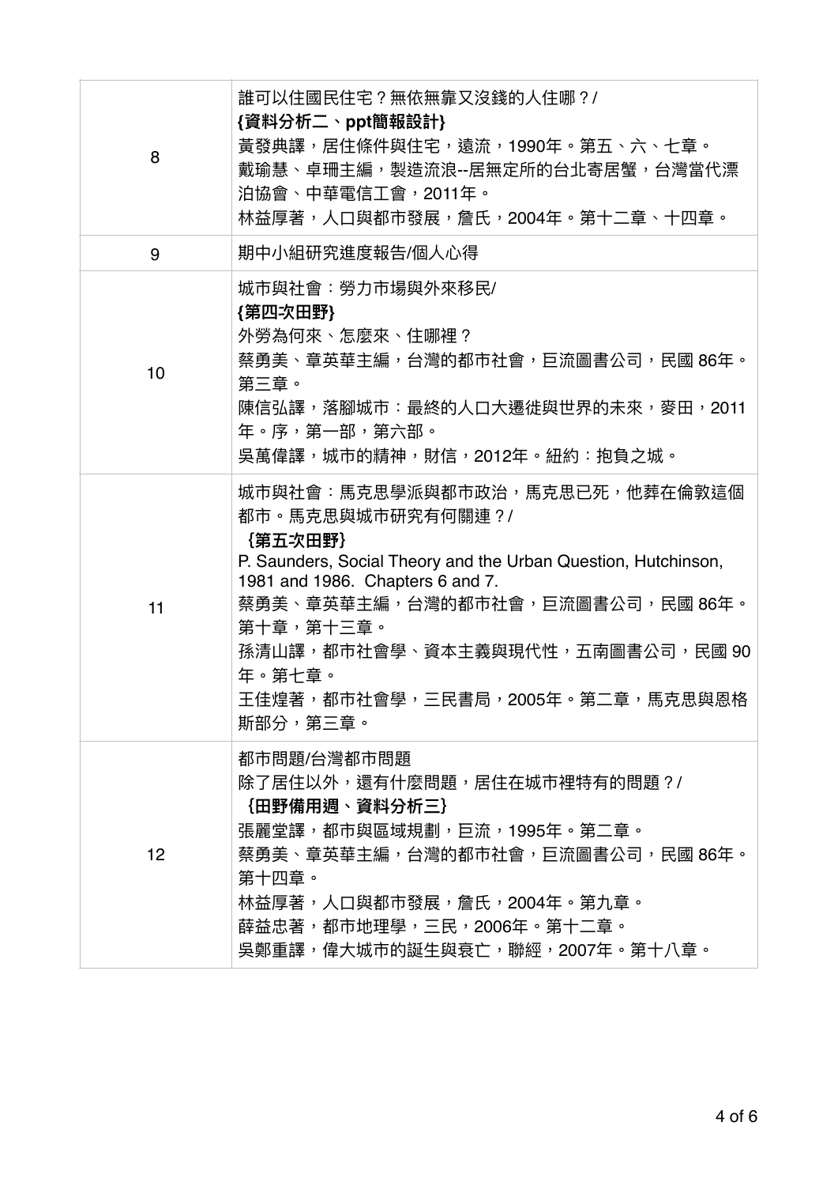| | |
|---|---|
| 8 | 誰可以住國民住宅？無依無靠又沒錢的人住哪？/<br>**{資料分析二、ppt簡報設計}**<br>黃發典譯，居住條件與住宅，遠流，1990年。第五、六、七章。<br>戴瑜慧、卓珊主編，製造流浪--居無定所的台北寄居蟹，台灣當代漂泊協會、中華電信工會，2011年。<br>林益厚著，人口與都市發展，詹氏，2004年。第十二章、十四章。 |
| 9 | 期中小組研究進度報告/個人心得 |
| 10 | 城市與社會：勞力市場與外來移民/<br>**{第四次田野}**<br>外勞為何來、怎麼來、住哪裡？<br>蔡勇美、章英華主編，台灣的都市社會，巨流圖書公司，民國 86年。第三章。<br>陳信弘譯，落腳城市：最終的人口大遷徙與世界的未來，麥田，2011年。序，第一部，第六部。<br>吳萬偉譯，城市的精神，財信，2012年。紐約：抱負之城。 |
| 11 | 城市與社會：馬克思學派與都市政治，馬克思已死，他葬在倫敦這個都市。馬克思與城市研究有何關連？/<br>**{第五次田野}**<br>P. Saunders, Social Theory and the Urban Question, Hutchinson, 1981 and 1986. Chapters 6 and 7.<br>蔡勇美、章英華主編，台灣的都市社會，巨流圖書公司，民國 86年。第十章，第十三章。<br>孫清山譯，都市社會學、資本主義與現代性，五南圖書公司，民國 90年。第七章。<br>王佳煌著，都市社會學，三民書局，2005年。第二章，馬克思與恩格斯部分，第三章。 |
| 12 | 都市問題/台灣都市問題<br>除了居住以外，還有什麼問題，居住在城市裡特有的問題？/<br>**{田野備用週、資料分析三}**<br>張麗堂譯，都市與區域規劃，巨流，1995年。第二章。<br>蔡勇美、章英華主編，台灣的都市社會，巨流圖書公司，民國 86年。第十四章。<br>林益厚著，人口與都市發展，詹氏，2004年。第九章。<br>薛益忠著，都市地理學，三民，2006年。第十二章。<br>吳鄭重譯，偉大城市的誕生與衰亡，聯經，2007年。第十八章。 |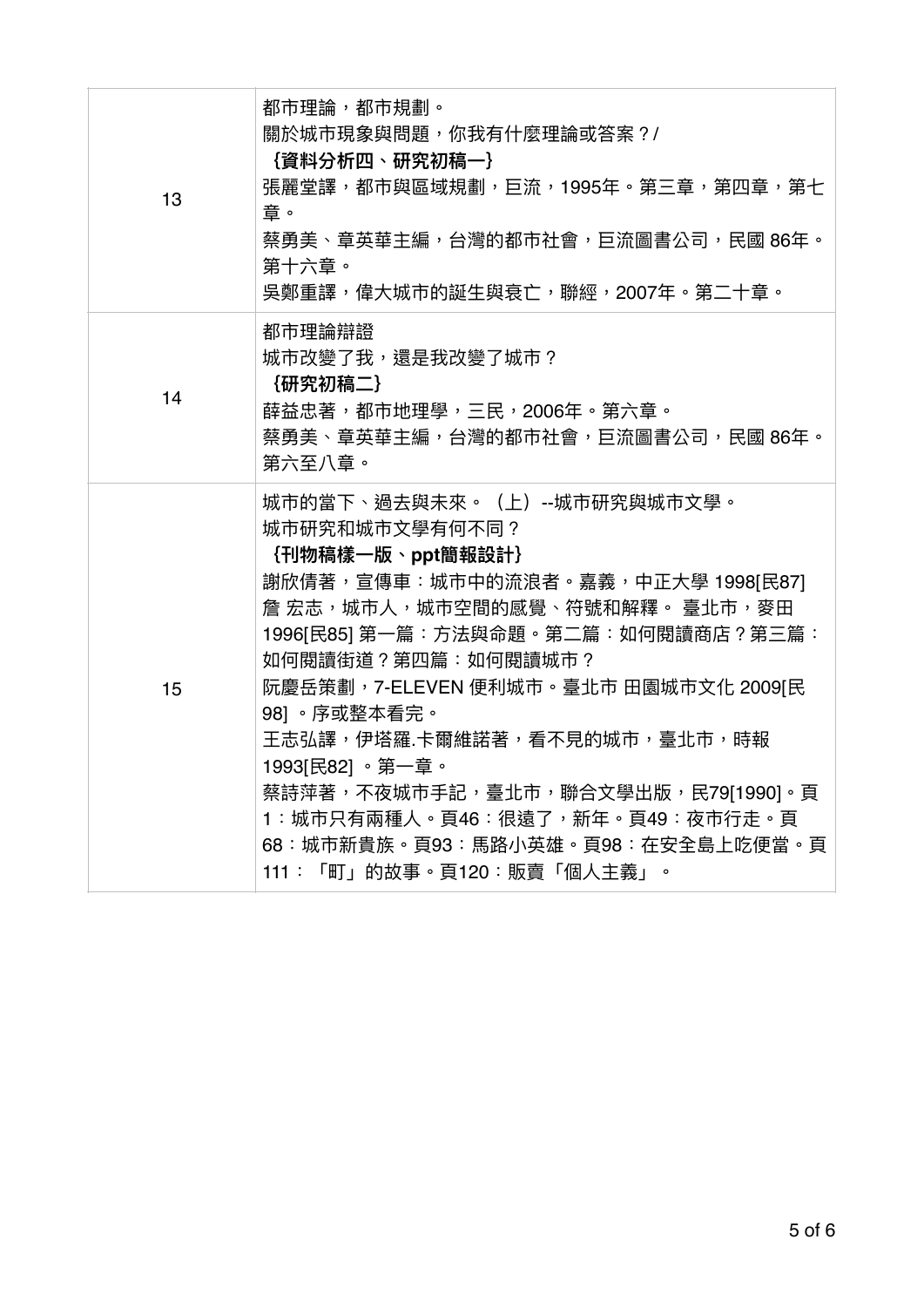| | |
|---|---|
| 13 | 都市理論，都市規劃。<br>關於城市現象與問題，你我有什麼理論或答案？/<br>**{資料分析四、研究初稿一}**<br>張麗堂譯，都市與區域規劃，巨流，1995年。第三章，第四章，第七章。<br>蔡勇美、章英華主編，台灣的都市社會，巨流圖書公司，民國 86年。第十六章。<br>吳鄭重譯，偉大城市的誕生與衰亡，聯經，2007年。第二十章。 |
| 14 | 都市理論辯證<br>城市改變了我，還是我改變了城市？<br>**{研究初稿二}**<br>薛益忠著，都市地理學，三民，2006年。第六章。<br>蔡勇美、章英華主編，台灣的都市社會，巨流圖書公司，民國 86年。第六至八章。 |
| 15 | 城市的當下、過去與未來。（上）--城市研究與城市文學。<br>城市研究和城市文學有何不同？<br>**{刊物稿樣一版、ppt簡報設計}**<br>謝欣倩著，宣傳車：城市中的流浪者。嘉義，中正大學 1998[民87]<br>詹 宏志，城市人，城市空間的感覺、符號和解釋。 臺北市，麥田 1996[民85] 第一篇：方法與命題。第二篇：如何閱讀商店？第三篇：如何閱讀街道？第四篇：如何閱讀城市？<br>阮慶岳策劃，7-ELEVEN 便利城市。臺北市 田園城市文化 2009[民98] 。序或整本看完。<br>王志弘譯，伊塔羅.卡爾維諾著，看不見的城市，臺北市，時報 1993[民82] 。第一章。<br>蔡詩萍著，不夜城市手記，臺北市，聯合文學出版，民79[1990]。頁1：城市只有兩種人。頁46：很遠了，新年。頁49：夜市行走。頁68：城市新貴族。頁93：馬路小英雄。頁98：在安全島上吃便當。頁111：「町」的故事。頁120：販賣「個人主義」。 |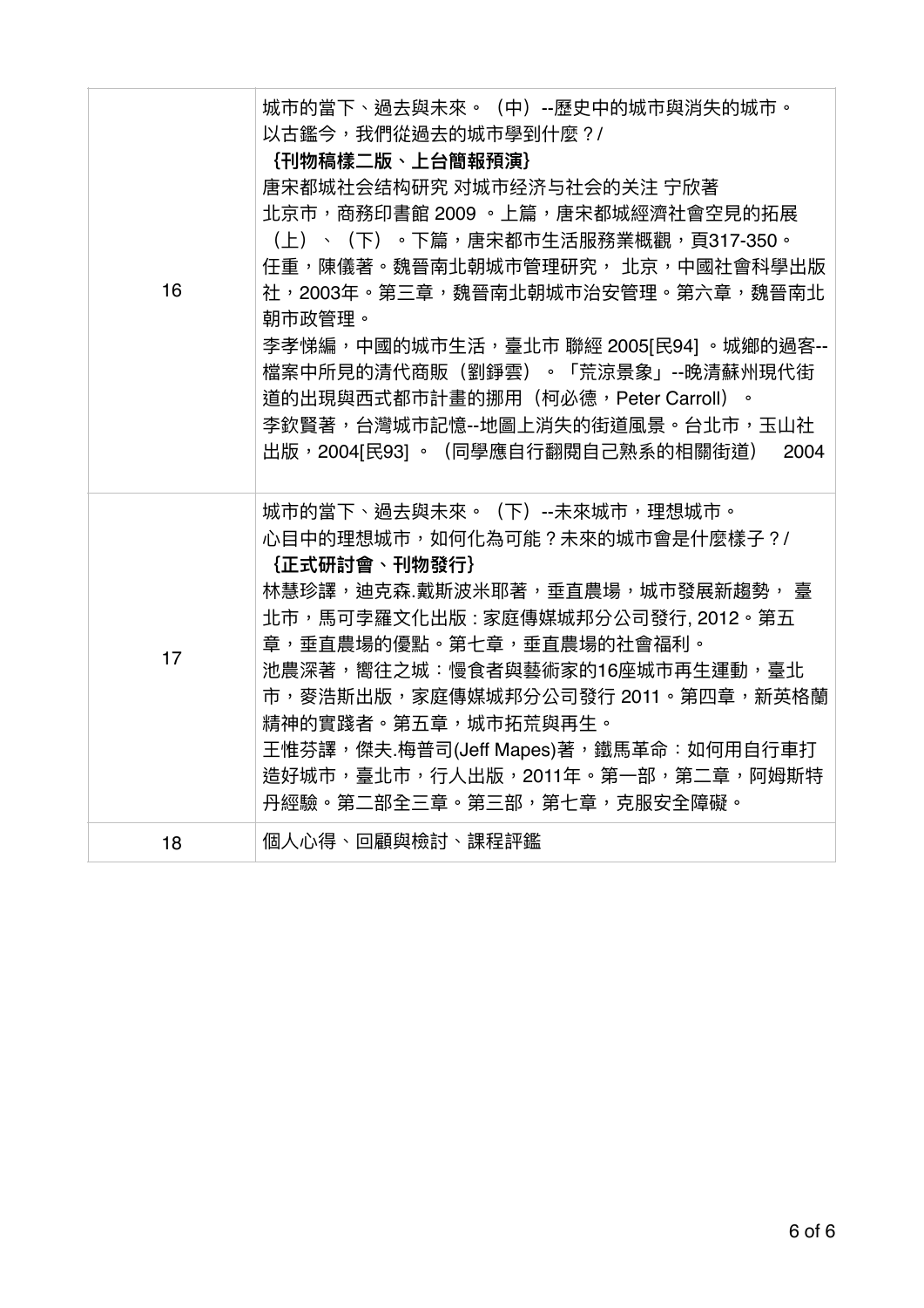| | |
|---|---|
| 16 | 城市的當下、過去與未來。（中）--歷史中的城市與消失的城市。<br>以古鑑今，我們從過去的城市學到什麼？/<br>**{刊物稿樣二版、上台簡報預演}**<br>唐宋都城社会结构研究 对城市经济与社会的关注 宁欣著<br>北京市，商務印書館 2009 。上篇，唐宋都城經濟社會空見的拓展（上）、（下）。下篇，唐宋都市生活服務業概觀，頁317-350。<br>任重，陳儀著。魏晉南北朝城市管理研究， 北京，中國社會科學出版社，2003年。第三章，魏晉南北朝城市治安管理。第六章，魏晉南北朝市政管理。<br>李孝悌編，中國的城市生活，臺北市 聯經 2005[民94] 。城鄉的過客--檔案中所見的清代商販（劉錚雲）。「荒涼景象」--晚清蘇州現代街道的出現與西式都市計畫的挪用（柯必德，Peter Carroll）。<br>李欽賢著，台灣城市記憶--地圖上消失的街道風景。台北市，玉山社出版，2004[民93] 。（同學應自行翻閱自己熟系的相關街道） 2004 |
| 17 | 城市的當下、過去與未來。（下）--未來城市，理想城市。<br>心目中的理想城市，如何化為可能？未來的城市會是什麼樣子？/<br>**{正式研討會、刊物發行}**<br>林慧珍譯，迪克森.戴斯波米耶著，垂直農場，城市發展新趨勢， 臺北市，馬可孛羅文化出版 : 家庭傳媒城邦分公司發行, 2012。第五章，垂直農場的優點。第七章，垂直農場的社會福利。<br>池農深著，嚮往之城：慢食者與藝術家的16座城市再生運動，臺北市，麥浩斯出版，家庭傳媒城邦分公司發行 2011。第四章，新英格蘭精神的實踐者。第五章，城市拓荒與再生。<br>王惟芬譯，傑夫.梅普司(Jeff Mapes)著，鐵馬革命：如何用自行車打造好城市，臺北市，行人出版，2011年。第一部，第二章，阿姆斯特丹經驗。第二部全三章。第三部，第七章，克服安全障礙。 |
| 18 | 個人心得、回顧與檢討、課程評鑑 |